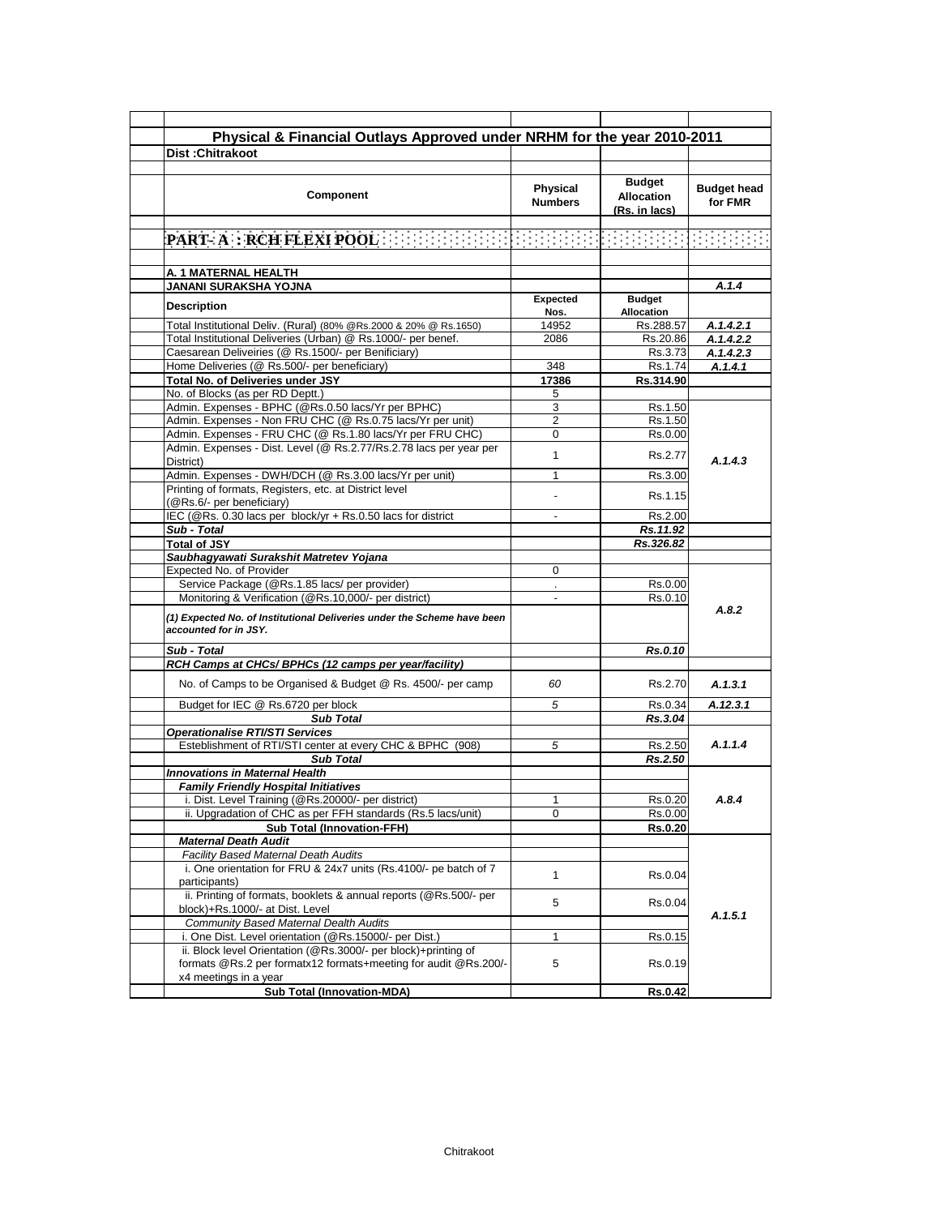# Physical & Financial Outlays Approved under NRHM for the year 2010-2011

**Dist :Chitrakoot**

| Component | Physical Numbers | Budget Allocation (Rs. in lacs) | Budget head for FMR |
|---|---|---|---|
| **PART- A : RCH FLEXI POOL** | | | |
| **A. 1 MATERNAL HEALTH** | | | |
| **JANANI SURAKSHA YOJNA** | | | *A.1.4* |
| **Description** | **Expected Nos.** | **Budget Allocation** | |
| Total Institutional Deliv. (Rural) (80% @Rs.2000 & 20% @ Rs.1650) | 14952 | Rs.288.57 | *A.1.4.2.1* |
| Total Institutional Deliveries (Urban) @ Rs.1000/- per benef. | 2086 | Rs.20.86 | *A.1.4.2.2* |
| Caesarean Deliveiries (@ Rs.1500/- per Benificiary) | | Rs.3.73 | *A.1.4.2.3* |
| Home Deliveries (@ Rs.500/- per beneficiary) | 348 | Rs.1.74 | *A.1.4.1* |
| **Total No. of Deliveries under JSY** | **17386** | **Rs.314.90** | |
| No. of Blocks (as per RD Deptt.) | 5 | | *A.1.4.3* |
| Admin. Expenses - BPHC (@Rs.0.50 lacs/Yr per BPHC) | 3 | Rs.1.50 | |
| Admin. Expenses - Non FRU CHC (@ Rs.0.75 lacs/Yr per unit) | 2 | Rs.1.50 | |
| Admin. Expenses - FRU CHC (@ Rs.1.80 lacs/Yr per FRU CHC) | 0 | Rs.0.00 | |
| Admin. Expenses - Dist. Level (@ Rs.2.77/Rs.2.78 lacs per year per District) | 1 | Rs.2.77 | |
| Admin. Expenses - DWH/DCH (@ Rs.3.00 lacs/Yr per unit) | 1 | Rs.3.00 | |
| Printing of formats, Registers, etc. at District level (@Rs.6/- per beneficiary) | - | Rs.1.15 | |
| IEC (@Rs. 0.30 lacs per block/yr + Rs.0.50 lacs for district | - | Rs.2.00 | |
| ***Sub - Total*** | | ***Rs.11.92*** | |
| **Total of JSY** | | ***Rs.326.82*** | |
| ***Saubhagyawati Surakshit Matretev Yojana*** | | | *A.8.2* |
| Expected No. of Provider | 0 | | |
| Service Package (@Rs.1.85 lacs/ per provider) | . | Rs.0.00 | |
| Monitoring & Verification (@Rs.10,000/- per district) | - | Rs.0.10 | |
| ***(1) Expected No. of Institutional Deliveries under the Scheme have been accounted for in JSY.*** | | | |
| ***Sub - Total*** | | ***Rs.0.10*** | |
| ***RCH Camps at CHCs/ BPHCs (12 camps per year/facility)*** | | | |
| No. of Camps to be Organised & Budget @ Rs. 4500/- per camp | *60* | Rs.2.70 | *A.1.3.1* |
| Budget for IEC @ Rs.6720 per block | *5* | Rs.0.34 | *A.12.3.1* |
| ***Sub Total*** | | ***Rs.3.04*** | |
| ***Operationalise RTI/STI Services*** | | | *A.1.1.4* |
| Esteblishment of RTI/STI center at every CHC & BPHC (908) | *5* | Rs.2.50 | |
| ***Sub Total*** | | ***Rs.2.50*** | |
| ***Innovations in Maternal Health*** | | | *A.8.4* |
| ***Family Friendly Hospital Initiatives*** | | | |
| i. Dist. Level Training (@Rs.20000/- per district) | 1 | Rs.0.20 | |
| ii. Upgradation of CHC as per FFH standards (Rs.5 lacs/unit) | 0 | Rs.0.00 | |
| **Sub Total (Innovation-FFH)** | | **Rs.0.20** | |
| ***Maternal Death Audit*** | | | *A.1.5.1* |
| *Facility Based Maternal Death Audits* | | | |
| i. One orientation for FRU & 24x7 units (Rs.4100/- pe batch of 7 participants) | 1 | Rs.0.04 | |
| ii. Printing of formats, booklets & annual reports (@Rs.500/- per block)+Rs.1000/- at Dist. Level | 5 | Rs.0.04 | |
| *Community Based Maternal Dealth Audits* | | | |
| i. One Dist. Level orientation (@Rs.15000/- per Dist.) | 1 | Rs.0.15 | |
| ii. Block level Orientation (@Rs.3000/- per block)+printing of formats @Rs.2 per formatx12 formats+meeting for audit @Rs.200/- x4 meetings in a year | 5 | Rs.0.19 | |
| **Sub Total (Innovation-MDA)** | | **Rs.0.42** | |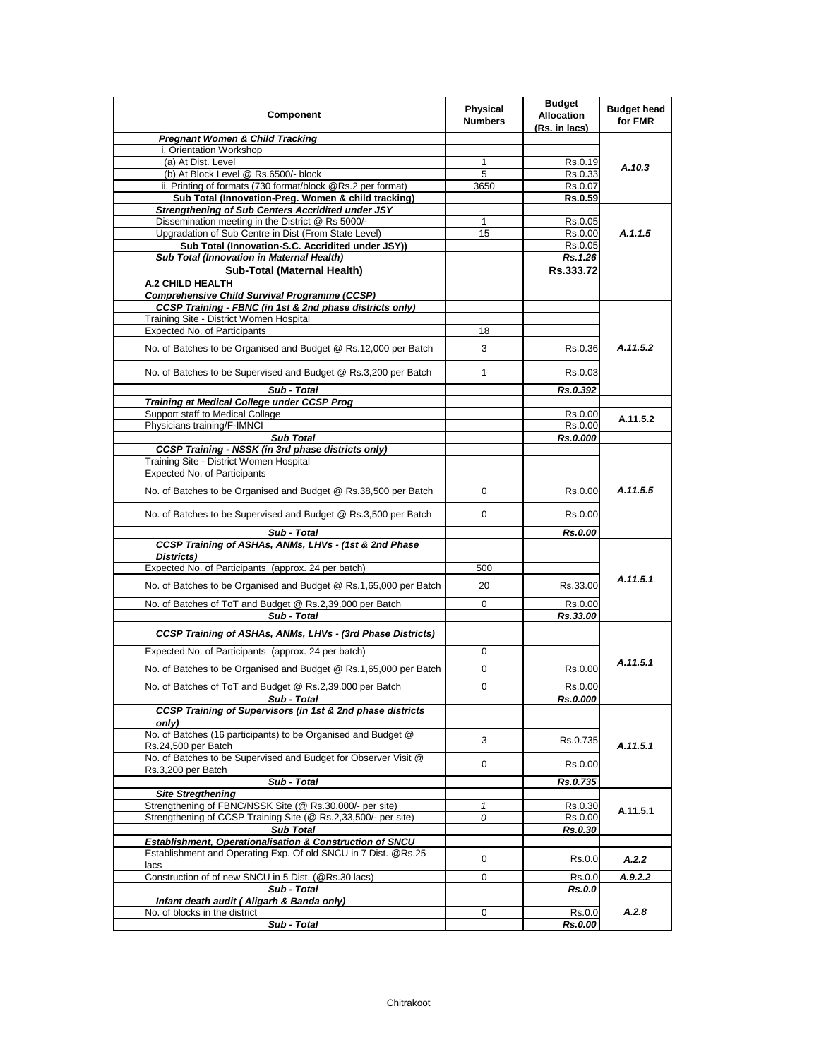| | Component | Physical Numbers | Budget Allocation (Rs. in lacs) | Budget head for FMR |
|---|---|---|---|---|
| | ***Pregnant Women & Child Tracking*** | | | |
| | i. Orientation Workshop | | | |
| | (a) At Dist. Level | 1 | Rs.0.19 | *A.10.3* |
| | (b) At Block Level @ Rs.6500/- block | 5 | Rs.0.33 | |
| | ii. Printing of formats (730 format/block @Rs.2 per format) | 3650 | Rs.0.07 | |
| | **Sub Total (Innovation-Preg. Women & child tracking)** | | **Rs.0.59** | |
| | ***Strengthening of Sub Centers Accridited under JSY*** | | | |
| | Dissemination meeting in the District @ Rs 5000/- | 1 | Rs.0.05 | |
| | Upgradation of Sub Centre in Dist (From State Level) | 15 | Rs.0.00 | *A.1.1.5* |
| | **Sub Total (Innovation-S.C. Accridited under JSY))** | | Rs.0.05 | |
| | ***Sub Total (Innovation in Maternal Health)*** | | ***Rs.1.26*** | |
| | **Sub-Total (Maternal Health)** | | **Rs.333.72** | |
| | **A.2 CHILD HEALTH** | | | |
| | ***Comprehensive Child Survival Programme (CCSP)*** | | | |
| | ***CCSP Training - FBNC (in 1st & 2nd phase districts only)*** | | | |
| | Training Site - District Women Hospital | | | |
| | Expected No. of Participants | 18 | | |
| | No. of Batches to be Organised and Budget @ Rs.12,000 per Batch | 3 | Rs.0.36 | *A.11.5.2* |
| | No. of Batches to be Supervised and Budget @ Rs.3,200 per Batch | 1 | Rs.0.03 | |
| | ***Sub - Total*** | | ***Rs.0.392*** | |
| | ***Training at Medical College under CCSP Prog*** | | | |
| | Support staff to Medical Collage | | Rs.0.00 | A.11.5.2 |
| | Physicians training/F-IMNCI | | Rs.0.00 | |
| | ***Sub Total*** | | ***Rs.0.000*** | |
| | ***CCSP Training - NSSK (in 3rd phase districts only)*** | | | |
| | Training Site - District Women Hospital | | | |
| | Expected No. of Participants | | | |
| | No. of Batches to be Organised and Budget @ Rs.38,500 per Batch | 0 | Rs.0.00 | *A.11.5.5* |
| | No. of Batches to be Supervised and Budget @ Rs.3,500 per Batch | 0 | Rs.0.00 | |
| | ***Sub - Total*** | | ***Rs.0.00*** | |
| | ***CCSP Training of ASHAs, ANMs, LHVs - (1st & 2nd Phase Districts)*** | | | |
| | Expected No. of Participants (approx. 24 per batch) | 500 | | |
| | No. of Batches to be Organised and Budget @ Rs.1,65,000 per Batch | 20 | Rs.33.00 | *A.11.5.1* |
| | No. of Batches of ToT and Budget @ Rs.2,39,000 per Batch | 0 | Rs.0.00 | |
| | ***Sub - Total*** | | ***Rs.33.00*** | |
| | ***CCSP Training of ASHAs, ANMs, LHVs - (3rd Phase Districts)*** | | | |
| | Expected No. of Participants (approx. 24 per batch) | 0 | | |
| | No. of Batches to be Organised and Budget @ Rs.1,65,000 per Batch | 0 | Rs.0.00 | *A.11.5.1* |
| | No. of Batches of ToT and Budget @ Rs.2,39,000 per Batch | 0 | Rs.0.00 | |
| | ***Sub - Total*** | | ***Rs.0.000*** | |
| | ***CCSP Training of Supervisors (in 1st & 2nd phase districts only)*** | | | |
| | No. of Batches (16 participants) to be Organised and Budget @ Rs.24,500 per Batch | 3 | Rs.0.735 | *A.11.5.1* |
| | No. of Batches to be Supervised and Budget for Observer Visit @ Rs.3,200 per Batch | 0 | Rs.0.00 | |
| | ***Sub - Total*** | | ***Rs.0.735*** | |
| | ***Site Stregthening*** | | | |
| | Strengthening of FBNC/NSSK Site (@ Rs.30,000/- per site) | *1* | Rs.0.30 | A.11.5.1 |
| | Strengthening of CCSP Training Site (@ Rs.2,33,500/- per site) | *0* | Rs.0.00 | |
| | ***Sub Total*** | | ***Rs.0.30*** | |
| | ***Establishment, Operationalisation & Construction of SNCU*** | | | |
| | Establishment and Operating Exp. Of old SNCU in 7 Dist. @Rs.25 lacs | 0 | Rs.0.0 | ***A.2.2*** |
| | Construction of of new SNCU in 5 Dist. (@Rs.30 lacs) | 0 | Rs.0.0 | ***A.9.2.2*** |
| | ***Sub - Total*** | | ***Rs.0.0*** | |
| | ***Infant death audit ( Aligarh & Banda only)*** | | | |
| | No. of blocks in the district | 0 | Rs.0.0 | *A.2.8* |
| | ***Sub - Total*** | | ***Rs.0.00*** | |

Chitrakoot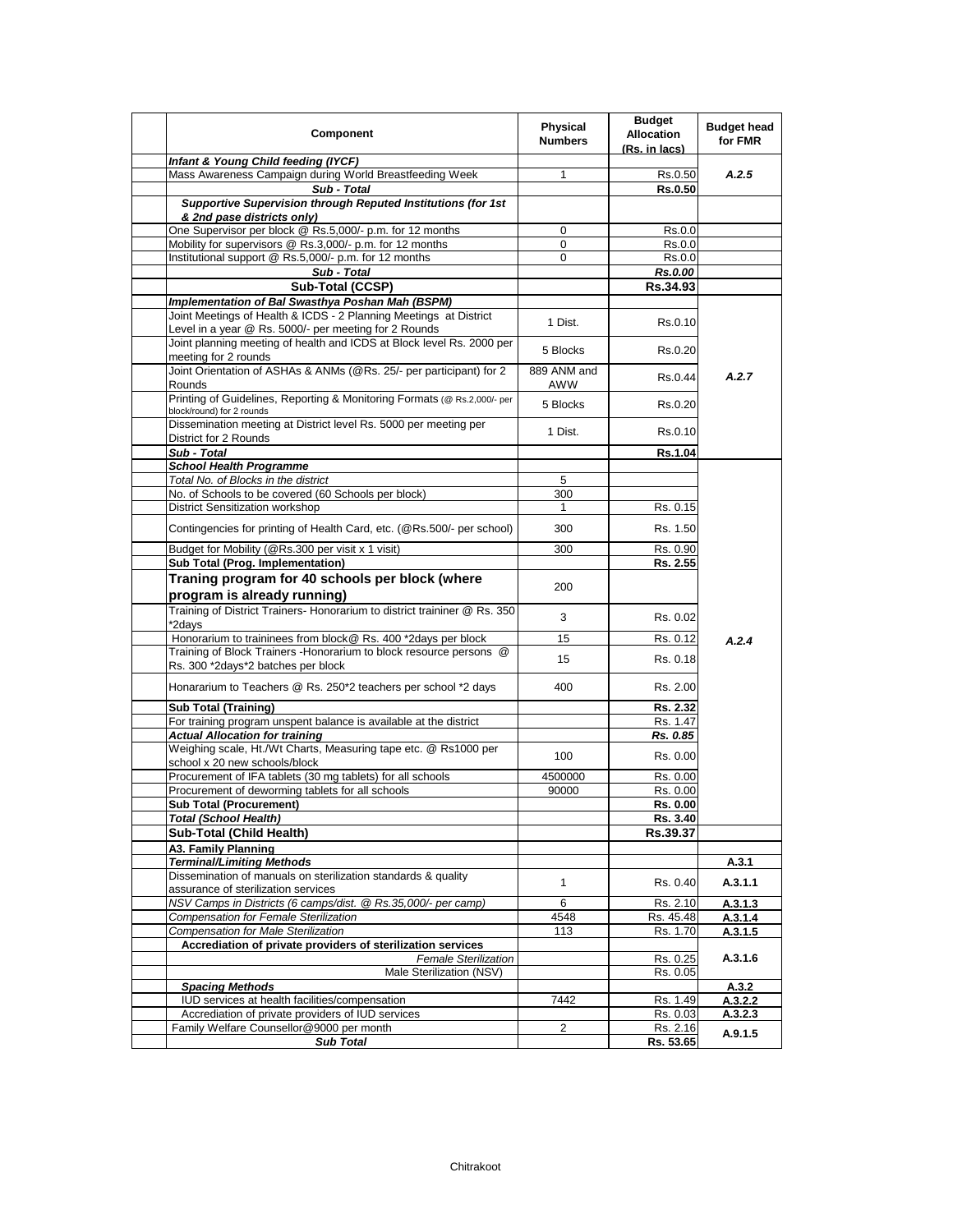| | Component | Physical Numbers | Budget Allocation (Rs. in lacs) | Budget head for FMR |
|---|---|---|---|---|
| | ***Infant & Young Child feeding (IYCF)*** | | | |
| | Mass Awareness Campaign during World Breastfeeding Week | 1 | Rs.0.50 | ***A.2.5*** |
| | ***Sub - Total*** | | **Rs.0.50** | |
| | ***Supportive Supervision through Reputed Institutions (for 1st & 2nd pase districts only)*** | | | |
| | One Supervisor per block @ Rs.5,000/- p.m. for 12 months | 0 | Rs.0.0 | |
| | Mobility for supervisors @ Rs.3,000/- p.m. for 12 months | 0 | Rs.0.0 | |
| | Institutional support @ Rs.5,000/- p.m. for 12 months | 0 | Rs.0.0 | |
| | ***Sub - Total*** | | ***Rs.0.00*** | |
| | **Sub-Total (CCSP)** | | **Rs.34.93** | |
| | ***Implementation of Bal Swasthya Poshan Mah (BSPM)*** | | | |
| | Joint Meetings of Health & ICDS - 2 Planning Meetings at District Level in a year @ Rs. 5000/- per meeting for 2 Rounds | 1 Dist. | Rs.0.10 | |
| | Joint planning meeting of health and ICDS at Block level Rs. 2000 per meeting for 2 rounds | 5 Blocks | Rs.0.20 | |
| | Joint Orientation of ASHAs & ANMs (@Rs. 25/- per participant) for 2 Rounds | 889 ANM and AWW | Rs.0.44 | ***A.2.7*** |
| | Printing of Guidelines, Reporting & Monitoring Formats (@ Rs.2,000/- per block/round) for 2 rounds | 5 Blocks | Rs.0.20 | |
| | Dissemination meeting at District level Rs. 5000 per meeting per District for 2 Rounds | 1 Dist. | Rs.0.10 | |
| | ***Sub - Total*** | | **Rs.1.04** | |
| | ***School Health Programme*** | | | |
| | *Total No. of Blocks in the district* | 5 | | |
| | No. of Schools to be covered (60 Schools per block) | 300 | | |
| | District Sensitization workshop | 1 | Rs. 0.15 | |
| | Contingencies for printing of Health Card, etc. (@Rs.500/- per school) | 300 | Rs. 1.50 | |
| | Budget for Mobility (@Rs.300 per visit x 1 visit) | 300 | Rs. 0.90 | |
| | **Sub Total (Prog. Implementation)** | | **Rs. 2.55** | |
| | **Traning program for 40 schools per block (where program is already running)** | 200 | | |
| | Training of District Trainers- Honorarium to district traininer @ Rs. 350 *2days | 3 | Rs. 0.02 | |
| | Honorarium to traininees from block@ Rs. 400 *2days per block | 15 | Rs. 0.12 | ***A.2.4*** |
| | Training of Block Trainers -Honorarium to block resource persons @ Rs. 300 *2days*2 batches per block | 15 | Rs. 0.18 | |
| | Honorarium to Teachers @ Rs. 250*2 teachers per school *2 days | 400 | Rs. 2.00 | |
| | **Sub Total (Training)** | | **Rs. 2.32** | |
| | For training program unspent balance is available at the district | | Rs. 1.47 | |
| | ***Actual Allocation for training*** | | ***Rs. 0.85*** | |
| | Weighing scale, Ht./Wt Charts, Measuring tape etc. @ Rs1000 per school x 20 new schools/block | 100 | Rs. 0.00 | |
| | Procurement of IFA tablets (30 mg tablets) for all schools | 4500000 | Rs. 0.00 | |
| | Procurement of deworming tablets for all schools | 90000 | Rs. 0.00 | |
| | **Sub Total (Procurement)** | | **Rs. 0.00** | |
| | ***Total (School Health)*** | | **Rs. 3.40** | |
| | **Sub-Total (Child Health)** | | **Rs.39.37** | |
| | **A3. Family Planning** | | | |
| | ***Terminal/Limiting Methods*** | | | **A.3.1** |
| | Dissemination of manuals on sterilization standards & quality assurance of sterilization services | 1 | Rs. 0.40 | **A.3.1.1** |
| | *NSV Camps in Districts (6 camps/dist. @ Rs.35,000/- per camp)* | 6 | Rs. 2.10 | **A.3.1.3** |
| | *Compensation for Female Sterilization* | 4548 | Rs. 45.48 | **A.3.1.4** |
| | *Compensation for Male Sterilization* | 113 | Rs. 1.70 | **A.3.1.5** |
| | **Accrediation of private providers of sterilization services** | | | |
| | *Female Sterilization* | | Rs. 0.25 | **A.3.1.6** |
| | Male Sterilization (NSV) | | Rs. 0.05 | |
| | ***Spacing Methods*** | | | **A.3.2** |
| | IUD services at health facilities/compensation | 7442 | Rs. 1.49 | **A.3.2.2** |
| | Accrediation of private providers of IUD services | | Rs. 0.03 | **A.3.2.3** |
| | Family Welfare Counsellor@9000 per month | 2 | Rs. 2.16 | **A.9.1.5** |
| | ***Sub Total*** | | **Rs. 53.65** | |

Chitrakoot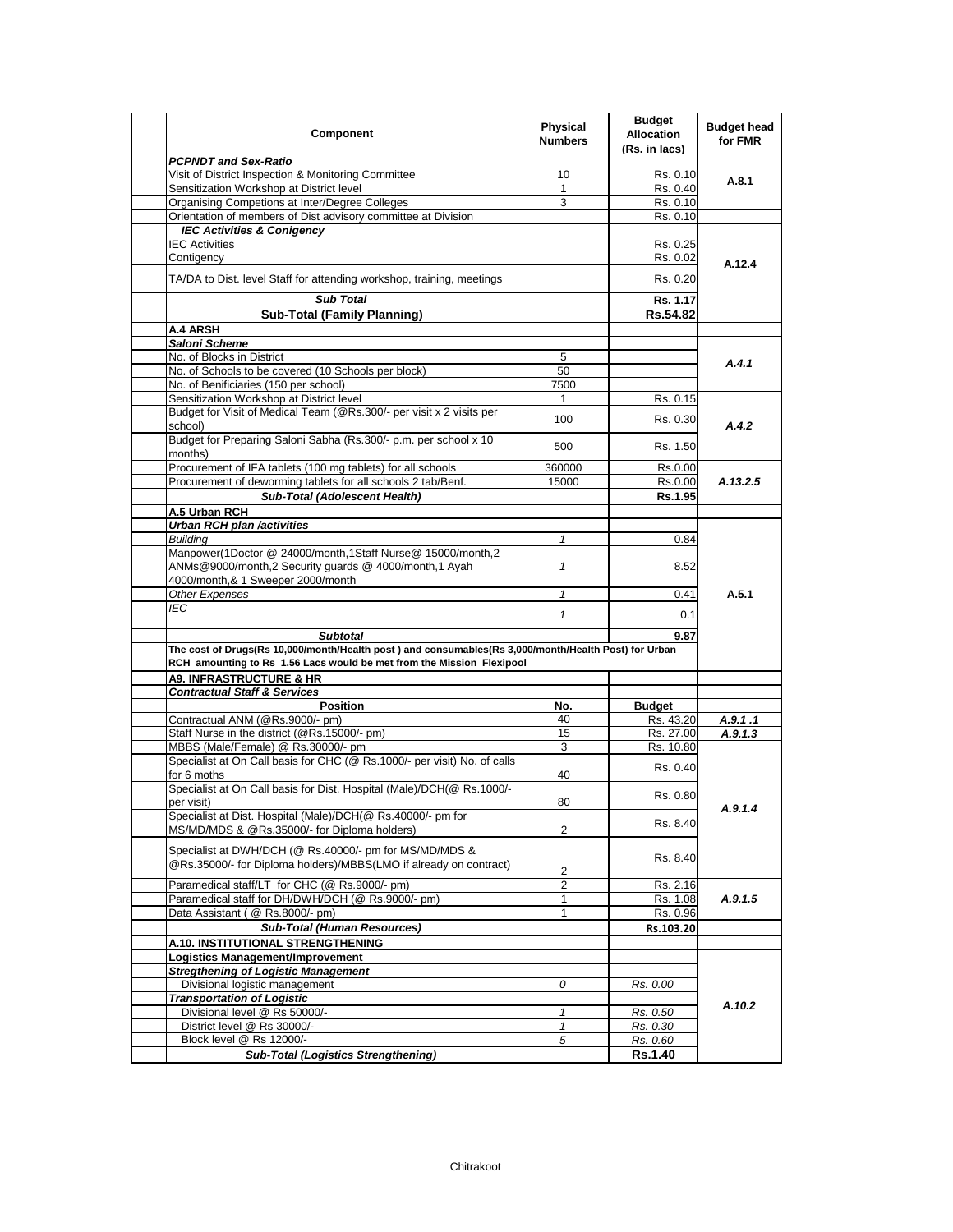| Component | Physical Numbers | Budget Allocation (Rs. in lacs) | Budget head for FMR |
|---|---|---|---|
| ***PCPNDT and Sex-Ratio*** | | | |
| Visit of District Inspection & Monitoring Committee | 10 | Rs. 0.10 | A.8.1 |
| Sensitization Workshop at District level | 1 | Rs. 0.40 | |
| Organising Competions at Inter/Degree Colleges | 3 | Rs. 0.10 | |
| Orientation of members of Dist advisory committee at Division | | Rs. 0.10 | |
| ***IEC Activities & Conigency*** | | | |
| IEC Activities | | Rs. 0.25 | A.12.4 |
| Contigency | | Rs. 0.02 | |
| TA/DA to Dist. level Staff for attending workshop, training, meetings | | Rs. 0.20 | |
| ***Sub Total*** | | **Rs. 1.17** | |
| **Sub-Total (Family Planning)** | | **Rs.54.82** | |
| **A.4 ARSH** | | | |
| ***Saloni Scheme*** | | | |
| No. of Blocks in District | 5 | | *A.4.1* |
| No. of Schools to be covered (10 Schools per block) | 50 | | |
| No. of Benificiaries (150 per school) | 7500 | | |
| Sensitization Workshop at District level | 1 | Rs. 0.15 | *A.4.2* |
| Budget for Visit of Medical Team (@Rs.300/- per visit x 2 visits per school) | 100 | Rs. 0.30 | |
| Budget for Preparing Saloni Sabha (Rs.300/- p.m. per school x 10 months) | 500 | Rs. 1.50 | |
| Procurement of IFA tablets (100 mg tablets) for all schools | 360000 | Rs.0.00 | *A.13.2.5* |
| Procurement of deworming tablets for all schools 2 tab/Benf. | 15000 | Rs.0.00 | |
| ***Sub-Total (Adolescent Health)*** | | **Rs.1.95** | |
| **A.5 Urban RCH** | | | |
| ***Urban RCH plan /activities*** | | | |
| *Building* | *1* | 0.84 | A.5.1 |
| Manpower(1Doctor @ 24000/month,1Staff Nurse@ 15000/month,2 ANMs@9000/month,2 Security guards @ 4000/month,1 Ayah 4000/month,& 1 Sweeper 2000/month | *1* | 8.52 | |
| *Other Expenses* | *1* | 0.41 | |
| *IEC* | *1* | 0.1 | |
| ***Subtotal*** | | **9.87** | |
| **The cost of Drugs(Rs 10,000/month/Health post ) and consumables(Rs 3,000/month/Health Post) for Urban RCH amounting to Rs 1.56 Lacs would be met from the Mission Flexipool** | | | |
| **A9. INFRASTRUCTURE & HR** | | | |
| ***Contractual Staff & Services*** | | | |
| **Position** | **No.** | **Budget** | |
| Contractual ANM (@Rs.9000/- pm) | 40 | Rs. 43.20 | *A.9.1 .1* |
| Staff Nurse in the district (@Rs.15000/- pm) | 15 | Rs. 27.00 | *A.9.1.3* |
| MBBS (Male/Female) @ Rs.30000/- pm | 3 | Rs. 10.80 | *A.9.1.4* |
| Specialist at On Call basis for CHC (@ Rs.1000/- per visit) No. of calls for 6 moths | 40 | Rs. 0.40 | |
| Specialist at On Call basis for Dist. Hospital (Male)/DCH(@ Rs.1000/- per visit) | 80 | Rs. 0.80 | |
| Specialist at Dist. Hospital (Male)/DCH(@ Rs.40000/- pm for MS/MD/MDS & @Rs.35000/- for Diploma holders) | 2 | Rs. 8.40 | |
| Specialist at DWH/DCH (@ Rs.40000/- pm for MS/MD/MDS & @Rs.35000/- for Diploma holders)/MBBS(LMO if already on contract) | 2 | Rs. 8.40 | |
| Paramedical staff/LT for CHC (@ Rs.9000/- pm) | 2 | Rs. 2.16 | *A.9.1.5* |
| Paramedical staff for DH/DWH/DCH (@ Rs.9000/- pm) | 1 | Rs. 1.08 | |
| Data Assistant ( @ Rs.8000/- pm) | 1 | Rs. 0.96 | |
| ***Sub-Total (Human Resources)*** | | **Rs.103.20** | |
| **A.10. INSTITUTIONAL STRENGTHENING** | | | |
| **Logistics Management/Improvement** | | | *A.10.2* |
| ***Stregthening of Logistic Management*** | | | |
| Divisional logistic management | *0* | *Rs. 0.00* | |
| ***Transportation of Logistic*** | | | |
| Divisional level @ Rs 50000/- | *1* | *Rs. 0.50* | |
| District level @ Rs 30000/- | *1* | *Rs. 0.30* | |
| Block level @ Rs 12000/- | *5* | *Rs. 0.60* | |
| ***Sub-Total (Logistics Strengthening)*** | | **Rs.1.40** | |

Chitrakoot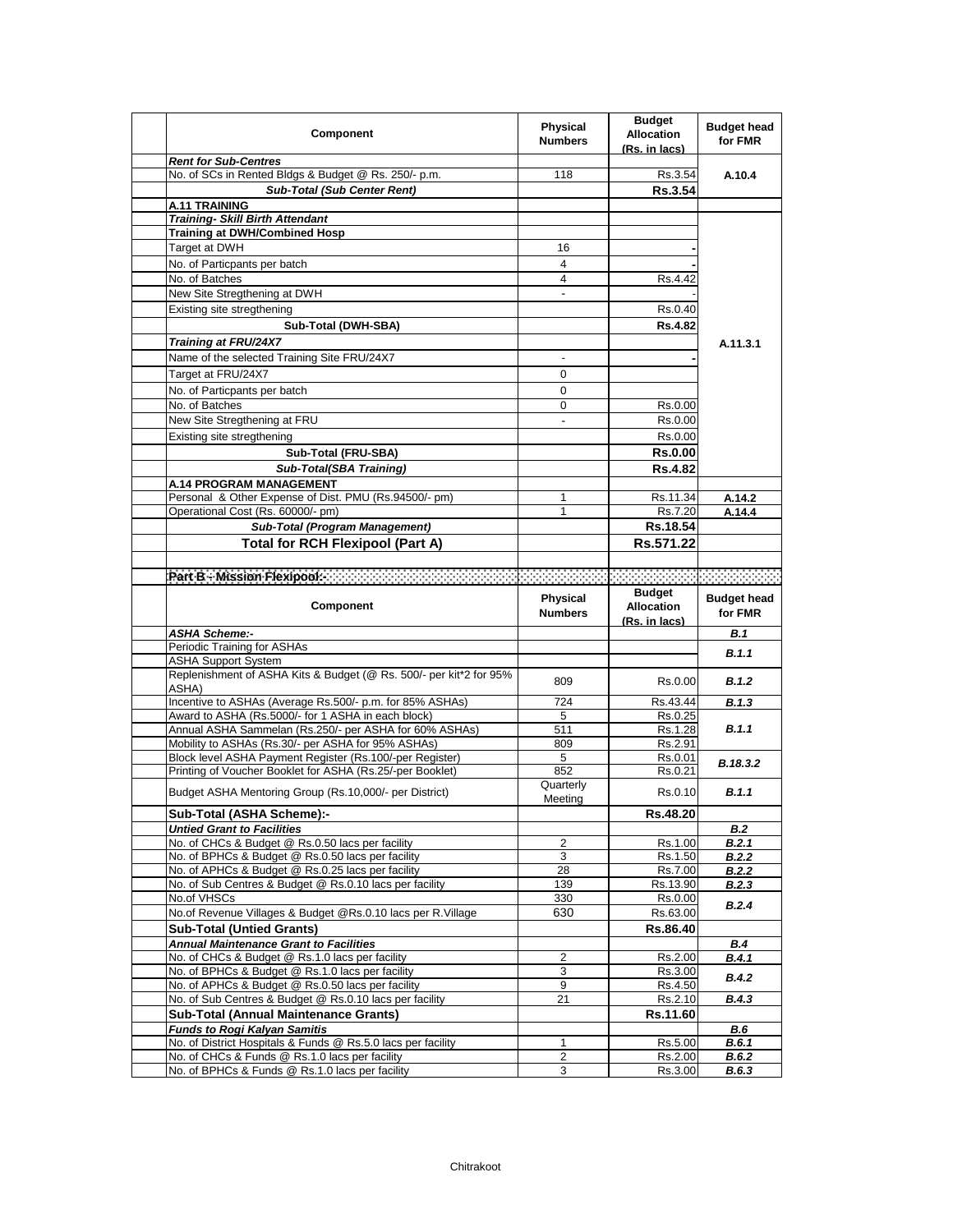| Component | Physical Numbers | Budget Allocation (Rs. in lacs) | Budget head for FMR |
|---|---|---|---|
| ***Rent for Sub-Centres*** | | | |
| No. of SCs in Rented Bldgs & Budget @ Rs. 250/- p.m. | 118 | Rs.3.54 | A.10.4 |
| ***Sub-Total (Sub Center Rent)*** | | **Rs.3.54** | |
| **A.11 TRAINING** | | | |
| ***Training- Skill Birth Attendant*** | | | A.11.3.1 |
| **Training at DWH/Combined Hosp** | | | |
| Target at DWH | 16 | - | |
| No. of Particpants per batch | 4 | - | |
| No. of Batches | 4 | Rs.4.42 | |
| New Site Stregthening at DWH | - | - | |
| Existing site stregthening | | Rs.0.40 | |
| **Sub-Total (DWH-SBA)** | | **Rs.4.82** | |
| ***Training at FRU/24X7*** | | | |
| Name of the selected Training Site FRU/24X7 | - | - | |
| Target at FRU/24X7 | 0 | | |
| No. of Particpants per batch | 0 | | |
| No. of Batches | 0 | Rs.0.00 | |
| New Site Stregthening at FRU | - | Rs.0.00 | |
| Existing site stregthening | | Rs.0.00 | |
| **Sub-Total (FRU-SBA)** | | **Rs.0.00** | |
| ***Sub-Total(SBA Training)*** | | **Rs.4.82** | |
| **A.14 PROGRAM MANAGEMENT** | | | |
| Personal & Other Expense of Dist. PMU (Rs.94500/- pm) | 1 | Rs.11.34 | A.14.2 |
| Operational Cost (Rs. 60000/- pm) | 1 | Rs.7.20 | A.14.4 |
| ***Sub-Total (Program Management)*** | | **Rs.18.54** | |
| **Total for RCH Flexipool (Part A)** | | **Rs.571.22** | |

**Part B - Mission Flexipool:-**

| Component | Physical Numbers | Budget Allocation (Rs. in lacs) | Budget head for FMR |
|---|---|---|---|
| ***ASHA Scheme:-*** | | | ***B.1*** |
| Periodic Training for ASHAs | | | ***B.1.1*** |
| ASHA Support System | | | |
| Replenishment of ASHA Kits & Budget (@ Rs. 500/- per kit*2 for 95% ASHA) | 809 | Rs.0.00 | ***B.1.2*** |
| Incentive to ASHAs (Average Rs.500/- p.m. for 85% ASHAs) | 724 | Rs.43.44 | ***B.1.3*** |
| Award to ASHA (Rs.5000/- for 1 ASHA in each block) | 5 | Rs.0.25 | ***B.1.1*** |
| Annual ASHA Sammelan (Rs.250/- per ASHA for 60% ASHAs) | 511 | Rs.1.28 | |
| Mobility to ASHAs (Rs.30/- per ASHA for 95% ASHAs) | 809 | Rs.2.91 | |
| Block level ASHA Payment Register (Rs.100/-per Register) | 5 | Rs.0.01 | ***B.18.3.2*** |
| Printing of Voucher Booklet for ASHA (Rs.25/-per Booklet) | 852 | Rs.0.21 | |
| Budget ASHA Mentoring Group (Rs.10,000/- per District) | Quarterly Meeting | Rs.0.10 | ***B.1.1*** |
| **Sub-Total (ASHA Scheme):-** | | **Rs.48.20** | |
| ***Untied Grant to Facilities*** | | | ***B.2*** |
| No. of CHCs & Budget @ Rs.0.50 lacs per facility | 2 | Rs.1.00 | ***B.2.1*** |
| No. of BPHCs & Budget @ Rs.0.50 lacs per facility | 3 | Rs.1.50 | ***B.2.2*** |
| No. of APHCs & Budget @ Rs.0.25 lacs per facility | 28 | Rs.7.00 | ***B.2.2*** |
| No. of Sub Centres & Budget @ Rs.0.10 lacs per facility | 139 | Rs.13.90 | ***B.2.3*** |
| No.of VHSCs | 330 | Rs.0.00 | ***B.2.4*** |
| No.of Revenue Villages & Budget @Rs.0.10 lacs per R.Village | 630 | Rs.63.00 | |
| **Sub-Total (Untied Grants)** | | **Rs.86.40** | |
| ***Annual Maintenance Grant to Facilities*** | | | ***B.4*** |
| No. of CHCs & Budget @ Rs.1.0 lacs per facility | 2 | Rs.2.00 | ***B.4.1*** |
| No. of BPHCs & Budget @ Rs.1.0 lacs per facility | 3 | Rs.3.00 | ***B.4.2*** |
| No. of APHCs & Budget @ Rs.0.50 lacs per facility | 9 | Rs.4.50 | |
| No. of Sub Centres & Budget @ Rs.0.10 lacs per facility | 21 | Rs.2.10 | ***B.4.3*** |
| **Sub-Total (Annual Maintenance Grants)** | | **Rs.11.60** | |
| ***Funds to Rogi Kalyan Samitis*** | | | ***B.6*** |
| No. of District Hospitals & Funds @ Rs.5.0 lacs per facility | 1 | Rs.5.00 | ***B.6.1*** |
| No. of CHCs & Funds @ Rs.1.0 lacs per facility | 2 | Rs.2.00 | ***B.6.2*** |
| No. of BPHCs & Funds @ Rs.1.0 lacs per facility | 3 | Rs.3.00 | ***B.6.3*** |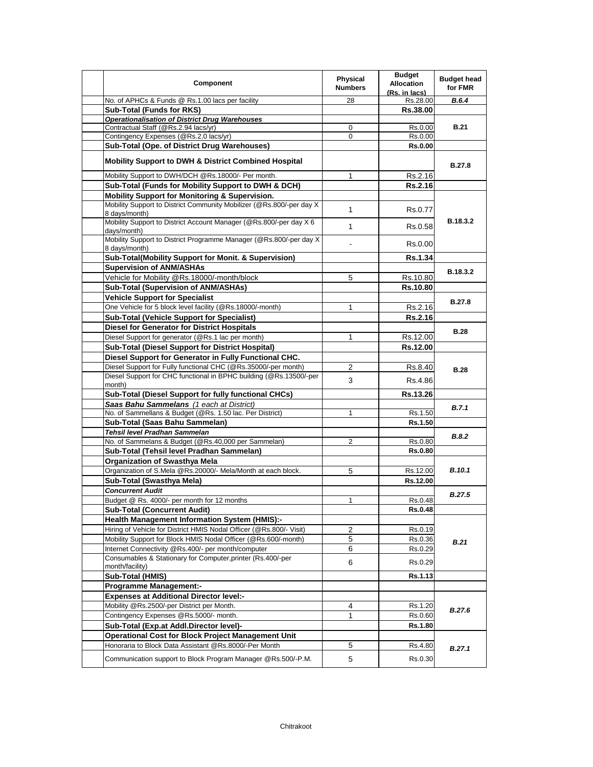| | Component | Physical Numbers | Budget Allocation (Rs. in lacs) | Budget head for FMR |
|---|---|---|---|---|
| | No. of APHCs & Funds @ Rs.1.00 lacs per facility | 28 | Rs.28.00 | ***B.6.4*** |
| | **Sub-Total (Funds for RKS)** | | **Rs.38.00** | |
| | ***Operationalisation of District Drug Warehouses*** | | | |
| | Contractual Staff (@Rs.2.94 lacs/yr) | 0 | Rs.0.00 | **B.21** |
| | Contingency Expenses (@Rs.2.0 lacs/yr) | 0 | Rs.0.00 | |
| | **Sub-Total (Ope. of District Drug Warehouses)** | | **Rs.0.00** | |
| | **Mobility Support to DWH & District Combined Hospital** | | | **B.27.8** |
| | Mobility Support to DWH/DCH @Rs.18000/- Per month. | 1 | Rs.2.16 | |
| | **Sub-Total (Funds for Mobility Support to DWH & DCH)** | | **Rs.2.16** | |
| | **Mobility Support for Monitoring & Supervision.** | | | |
| | Mobility Support to District Community Mobilizer (@Rs.800/-per day X 8 days/month) | 1 | Rs.0.77 | **B.18.3.2** |
| | Mobility Support to District Account Manager (@Rs.800/-per day X 6 days/month) | 1 | Rs.0.58 | |
| | Mobility Support to District Programme Manager (@Rs.800/-per day X 8 days/month) | - | Rs.0.00 | |
| | **Sub-Total(Mobility Support for Monit. & Supervision)** | | **Rs.1.34** | |
| | **Supervision of ANM/ASHAs** | | | **B.18.3.2** |
| | Vehicle for Mobility @Rs.18000/-month/block | 5 | Rs.10.80 | |
| | **Sub-Total (Supervision of ANM/ASHAs)** | | **Rs.10.80** | |
| | **Vehicle Support for Specialist** | | | **B.27.8** |
| | One Vehicle for 5 block level facility (@Rs.18000/-month) | 1 | Rs.2.16 | |
| | **Sub-Total (Vehicle Support for Specialist)** | | **Rs.2.16** | |
| | **Diesel for Generator for District Hospitals** | | | **B.28** |
| | Diesel Support for generator (@Rs.1 lac per month) | 1 | Rs.12.00 | |
| | **Sub-Total (Diesel Support for District Hospital)** | | **Rs.12.00** | |
| | **Diesel Support for Generator in Fully Functional CHC.** | | | |
| | Diesel Support for Fully functional CHC (@Rs.35000/-per month) | 2 | Rs.8.40 | **B.28** |
| | Diesel Support for CHC functional in BPHC building (@Rs.13500/-per month) | 3 | Rs.4.86 | |
| | **Sub-Total (Diesel Support for fully functional CHCs)** | | **Rs.13.26** | |
| | ***Saas Bahu Sammelans*** *(1 each at District)* | | | ***B.7.1*** |
| | No. of Sammellans & Budget (@Rs. 1.50 lac. Per District) | 1 | Rs.1.50 | |
| | **Sub-Total (Saas Bahu Sammelan)** | | **Rs.1.50** | |
| | ***Tehsil level Pradhan Sammelan*** | | | ***B.8.2*** |
| | No. of Sammelans & Budget (@Rs.40,000 per Sammelan) | 2 | Rs.0.80 | |
| | **Sub-Total (Tehsil level Pradhan Sammelan)** | | **Rs.0.80** | |
| | **Organization of Swasthya Mela** | | | |
| | Organization of S.Mela @Rs.20000/- Mela/Month at each block. | 5 | Rs.12.00 | ***B.10.1*** |
| | **Sub-Total (Swasthya Mela)** | | **Rs.12.00** | |
| | ***Concurrent Audit*** | | | ***B.27.5*** |
| | Budget @ Rs. 4000/- per month for 12 months | 1 | Rs.0.48 | |
| | **Sub-Total (Concurrent Audit)** | | **Rs.0.48** | |
| | **Health Management Information System (HMIS):-** | | | |
| | Hiring of Vehicle for District HMIS Nodal Officer (@Rs.800/- Visit) | 2 | Rs.0.19 | ***B.21*** |
| | Mobility Support for Block HMIS Nodal Officer (@Rs.600/-month) | 5 | Rs.0.36 | |
| | Internet Connectivity @Rs.400/- per month/computer | 6 | Rs.0.29 | |
| | Consumables & Stationary for Computer,printer (Rs.400/-per month/facility) | 6 | Rs.0.29 | |
| | **Sub-Total (HMIS)** | | **Rs.1.13** | |
| | **Programme Management:-** | | | |
| | **Expenses at Additional Director level:-** | | | |
| | Mobility @Rs.2500/-per District per Month. | 4 | Rs.1.20 | ***B.27.6*** |
| | Contingency Expenses @Rs.5000/- month. | 1 | Rs.0.60 | |
| | **Sub-Total (Exp.at Addl.Director level)-** | | **Rs.1.80** | |
| | **Operational Cost for Block Project Management Unit** | | | |
| | Honoraria to Block Data Assistant @Rs.8000/-Per Month | 5 | Rs.4.80 | ***B.27.1*** |
| | Communication support to Block Program Manager @Rs.500/-P.M. | 5 | Rs.0.30 | |

Chitrakoot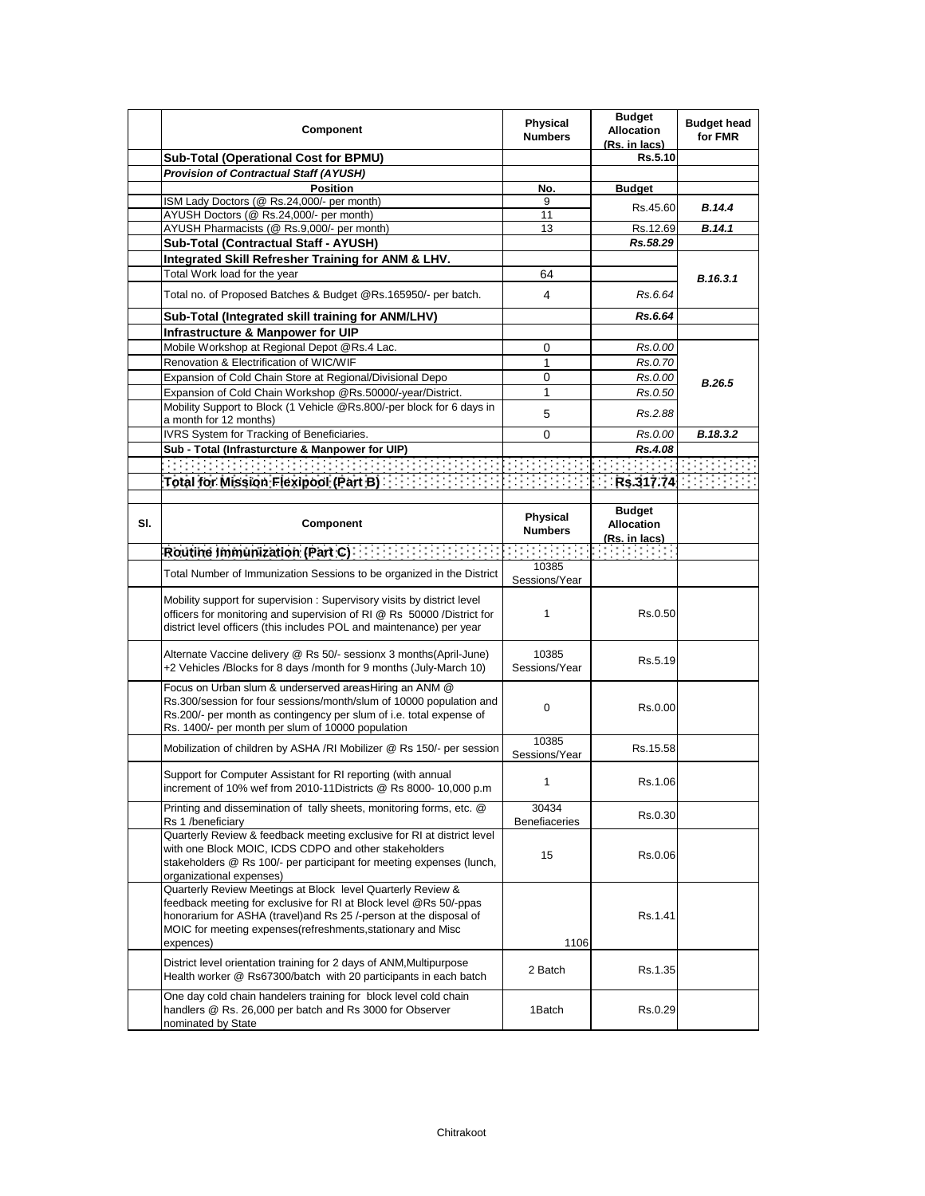|  | Component | Physical Numbers | Budget Allocation (Rs. in lacs) | Budget head for FMR |
|---|---|---|---|---|
|  | **Sub-Total (Operational Cost for BPMU)** |  | **Rs.5.10** |  |
|  | ***Provision of Contractual Staff (AYUSH)*** |  |  |  |
|  | **Position** | **No.** | **Budget** |  |
|  | ISM Lady Doctors (@ Rs.24,000/- per month) | 9 | Rs.45.60 | ***B.14.4*** |
|  | AYUSH Doctors (@ Rs.24,000/- per month) | 11 |  |  |
|  | AYUSH Pharmacists (@ Rs.9,000/- per month) | 13 | Rs.12.69 | ***B.14.1*** |
|  | **Sub-Total (Contractual Staff - AYUSH)** |  | ***Rs.58.29*** |  |
|  | **Integrated Skill Refresher Training for ANM & LHV.** |  |  | ***B.16.3.1*** |
|  | Total Work load for the year | 64 |  |  |
|  | Total no. of Proposed Batches & Budget @Rs.165950/- per batch. | 4 | *Rs.6.64* |  |
|  | **Sub-Total (Integrated skill training for ANM/LHV)** |  | ***Rs.6.64*** |  |
|  | **Infrastructure & Manpower for UIP** |  |  |  |
|  | Mobile Workshop at Regional Depot @Rs.4 Lac. | 0 | *Rs.0.00* | ***B.26.5*** |
|  | Renovation & Electrification of WIC/WIF | 1 | *Rs.0.70* |  |
|  | Expansion of Cold Chain Store at Regional/Divisional Depo | 0 | *Rs.0.00* |  |
|  | Expansion of Cold Chain Workshop @Rs.50000/-year/District. | 1 | *Rs.0.50* |  |
|  | Mobility Support to Block (1 Vehicle @Rs.800/-per block for 6 days in a month for 12 months) | 5 | *Rs.2.88* |  |
|  | IVRS System for Tracking of Beneficiaries. | 0 | *Rs.0.00* | ***B.18.3.2*** |
|  | **Sub - Total (Infrasturcture & Manpower for UIP)** |  | ***Rs.4.08*** |  |
|  |  |  |  |  |
|  | **Total for Mission Flexipool (Part B)** |  | **Rs.317.74** |  |

| Sl. | Component | Physical Numbers | Budget Allocation (Rs. in lacs) |  |
|---|---|---|---|---|
|  | **Routine Immunization (Part C)** |  |  |  |
|  | Total Number of Immunization Sessions to be organized in the District | 10385 Sessions/Year |  |  |
|  | Mobility support for supervision : Supervisory visits by district level officers for monitoring and supervision of RI @ Rs 50000 /District for district level officers (this includes POL and maintenance) per year | 1 | Rs.0.50 |  |
|  | Alternate Vaccine delivery @ Rs 50/- sessionx 3 months(April-June) +2 Vehicles /Blocks for 8 days /month for 9 months (July-March 10) | 10385 Sessions/Year | Rs.5.19 |  |
|  | Focus on Urban slum & underserved areasHiring an ANM @ Rs.300/session for four sessions/month/slum of 10000 population and Rs.200/- per month as contingency per slum of i.e. total expense of Rs. 1400/- per month per slum of 10000 population | 0 | Rs.0.00 |  |
|  | Mobilization of children by ASHA /RI Mobilizer @ Rs 150/- per session | 10385 Sessions/Year | Rs.15.58 |  |
|  | Support for Computer Assistant for RI reporting (with annual increment of 10% wef from 2010-11Districts @ Rs 8000- 10,000 p.m | 1 | Rs.1.06 |  |
|  | Printing and dissemination of tally sheets, monitoring forms, etc. @ Rs 1 /beneficiary | 30434 Benefiaceries | Rs.0.30 |  |
|  | Quarterly Review & feedback meeting exclusive for RI at district level with one Block MOIC, ICDS CDPO and other stakeholders stakeholders @ Rs 100/- per participant for meeting expenses (lunch, organizational expenses) | 15 | Rs.0.06 |  |
|  | Quarterly Review Meetings at Block level Quarterly Review & feedback meeting for exclusive for RI at Block level @Rs 50/-ppas honorarium for ASHA (travel)and Rs 25 /-person at the disposal of MOIC for meeting expenses(refreshments,stationary and Misc expences) | 1106 | Rs.1.41 |  |
|  | District level orientation training for 2 days of ANM,Multipurpose Health worker @ Rs67300/batch with 20 participants in each batch | 2 Batch | Rs.1.35 |  |
|  | One day cold chain handelers training for block level cold chain handlers @ Rs. 26,000 per batch and Rs 3000 for Observer nominated by State | 1Batch | Rs.0.29 |  |

Chitrakoot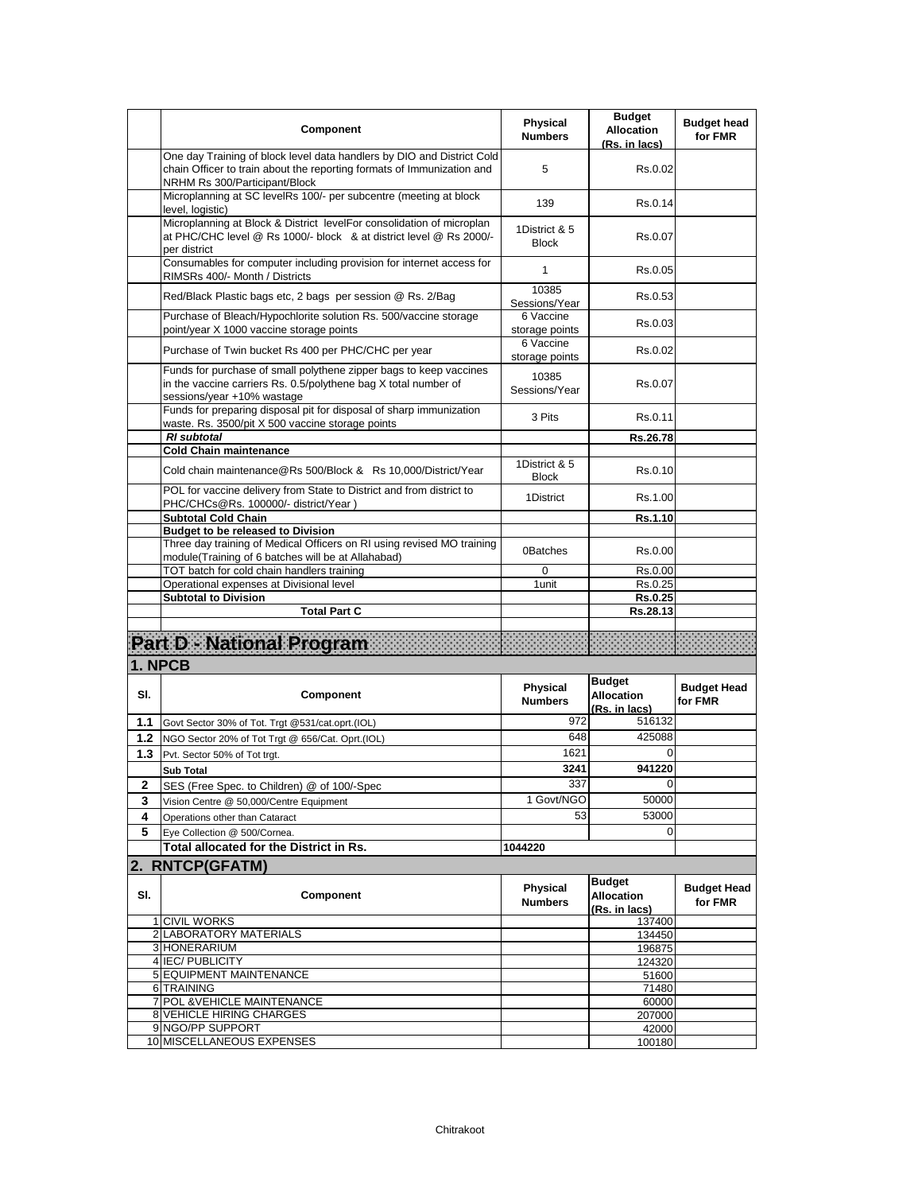| | Component | Physical Numbers | Budget Allocation (Rs. in lacs) | Budget head for FMR |
|---|---|---|---|---|
| | One day Training of block level data handlers by DIO and District Cold chain Officer to train about the reporting formats of Immunization and NRHM Rs 300/Participant/Block | 5 | Rs.0.02 | |
| | Microplanning at SC levelRs 100/- per subcentre (meeting at block level, logistic) | 139 | Rs.0.14 | |
| | Microplanning at Block & District levelFor consolidation of microplan at PHC/CHC level @ Rs 1000/- block & at district level @ Rs 2000/- per district | 1District & 5 Block | Rs.0.07 | |
| | Consumables for computer including provision for internet access for RIMSRs 400/- Month / Districts | 1 | Rs.0.05 | |
| | Red/Black Plastic bags etc, 2 bags per session @ Rs. 2/Bag | 10385 Sessions/Year | Rs.0.53 | |
| | Purchase of Bleach/Hypochlorite solution Rs. 500/vaccine storage point/year X 1000 vaccine storage points | 6 Vaccine storage points | Rs.0.03 | |
| | Purchase of Twin bucket Rs 400 per PHC/CHC per year | 6 Vaccine storage points | Rs.0.02 | |
| | Funds for purchase of small polythene zipper bags to keep vaccines in the vaccine carriers Rs. 0.5/polythene bag X total number of sessions/year +10% wastage | 10385 Sessions/Year | Rs.0.07 | |
| | Funds for preparing disposal pit for disposal of sharp immunization waste. Rs. 3500/pit X 500 vaccine storage points | 3 Pits | Rs.0.11 | |
| | ***RI subtotal*** | | **Rs.26.78** | |
| | **Cold Chain maintenance** | | | |
| | Cold chain maintenance@Rs 500/Block & Rs 10,000/District/Year | 1District & 5 Block | Rs.0.10 | |
| | POL for vaccine delivery from State to District and from district to PHC/CHCs@Rs. 100000/- district/Year ) | 1District | Rs.1.00 | |
| | **Subtotal Cold Chain** | | **Rs.1.10** | |
| | **Budget to be released to Division** | | | |
| | Three day training of Medical Officers on RI using revised MO training module(Training of 6 batches will be at Allahabad) | 0Batches | Rs.0.00 | |
| | TOT batch for cold chain handlers training | 0 | Rs.0.00 | |
| | Operational expenses at Divisional level | 1unit | Rs.0.25 | |
| | **Subtotal to Division** | | **Rs.0.25** | |
| | **Total Part C** | | **Rs.28.13** | |

# Part D - National Program

## 1. NPCB

| Sl. | Component | Physical Numbers | Budget Allocation (Rs. in lacs) | Budget Head for FMR |
|---|---|---|---|---|
| **1.1** | Govt Sector 30% of Tot. Trgt @531/cat.oprt.(IOL) | 972 | 516132 | |
| **1.2** | NGO Sector 20% of Tot Trgt @ 656/Cat. Oprt.(IOL) | 648 | 425088 | |
| **1.3** | Pvt. Sector 50% of Tot trgt. | 1621 | 0 | |
| | **Sub Total** | **3241** | **941220** | |
| **2** | SES (Free Spec. to Children) @ of 100/-Spec | 337 | 0 | |
| **3** | Vision Centre @ 50,000/Centre Equipment | 1 Govt/NGO | 50000 | |
| **4** | Operations other than Cataract | 53 | 53000 | |
| **5** | Eye Collection @ 500/Cornea. | | 0 | |
| | **Total allocated for the District in Rs.** | **1044220** | | |

## 2. RNTCP(GFATM)

| Sl. | Component | Physical Numbers | Budget Allocation (Rs. in lacs) | Budget Head for FMR |
|---|---|---|---|---|
| 1 | CIVIL WORKS | | 137400 | |
| 2 | LABORATORY MATERIALS | | 134450 | |
| 3 | HONERARIUM | | 196875 | |
| 4 | IEC/ PUBLICITY | | 124320 | |
| 5 | EQUIPMENT MAINTENANCE | | 51600 | |
| 6 | TRAINING | | 71480 | |
| 7 | POL &VEHICLE MAINTENANCE | | 60000 | |
| 8 | VEHICLE HIRING CHARGES | | 207000 | |
| 9 | NGO/PP SUPPORT | | 42000 | |
| 10 | MISCELLANEOUS EXPENSES | | 100180 | |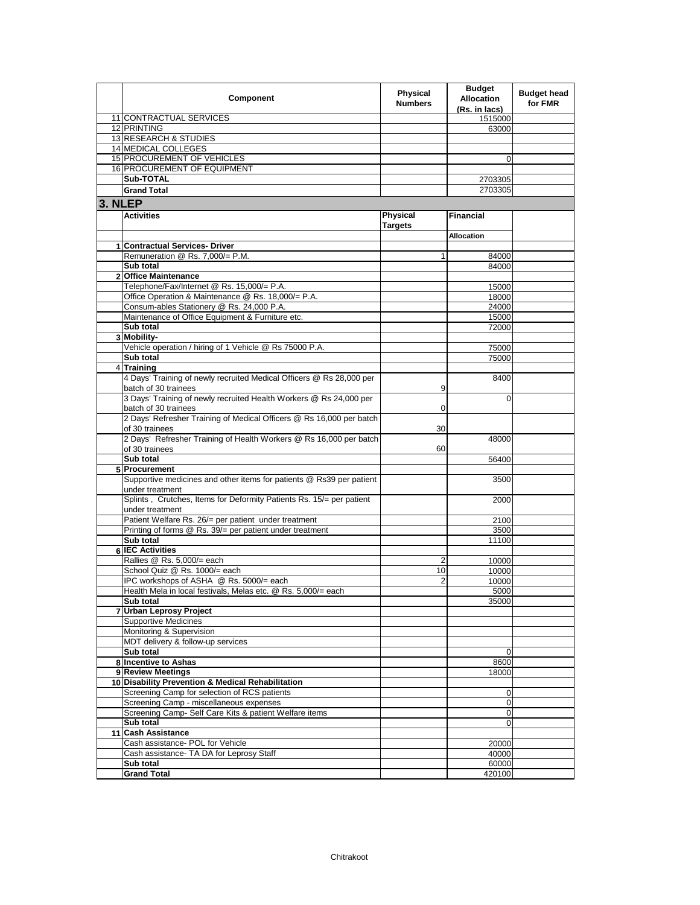| | Component | Physical Numbers | Budget Allocation (Rs. in lacs) | Budget head for FMR |
|---|---|---|---|---|
| 11 | CONTRACTUAL SERVICES | | 1515000 | |
| 12 | PRINTING | | 63000 | |
| 13 | RESEARCH & STUDIES | | | |
| 14 | MEDICAL COLLEGES | | | |
| 15 | PROCUREMENT OF VEHICLES | | 0 | |
| 16 | PROCUREMENT OF EQUIPMENT | | | |
| | **Sub-TOTAL** | | 2703305 | |
| | **Grand Total** | | 2703305 | |

## 3. NLEP

| | Activities | Physical Targets | Financial | |
|---|---|---|---|---|
| | | | **Allocation** | |
| 1 | **Contractual Services- Driver** | | | |
| | Remuneration @ Rs. 7,000/= P.M. | 1 | 84000 | |
| | **Sub total** | | 84000 | |
| 2 | **Office Maintenance** | | | |
| | Telephone/Fax/Internet @ Rs. 15,000/= P.A. | | 15000 | |
| | Office Operation & Maintenance @ Rs. 18,000/= P.A. | | 18000 | |
| | Consum-ables Stationery @ Rs. 24,000 P.A. | | 24000 | |
| | Maintenance of Office Equipment & Furniture etc. | | 15000 | |
| | **Sub total** | | 72000 | |
| 3 | **Mobility-** | | | |
| | Vehicle operation / hiring of 1 Vehicle @ Rs 75000 P.A. | | 75000 | |
| | **Sub total** | | 75000 | |
| 4 | **Training** | | | |
| | 4 Days' Training of newly recruited Medical Officers @ Rs 28,000 per batch of 30 trainees | 9 | 8400 | |
| | 3 Days' Training of newly recruited Health Workers @ Rs 24,000 per batch of 30 trainees | 0 | 0 | |
| | 2 Days' Refresher Training of Medical Officers @ Rs 16,000 per batch of 30 trainees | 30 | | |
| | 2 Days' Refresher Training of Health Workers @ Rs 16,000 per batch of 30 trainees | 60 | 48000 | |
| | **Sub total** | | 56400 | |
| 5 | **Procurement** | | | |
| | Supportive medicines and other items for patients @ Rs39 per patient under treatment | | 3500 | |
| | Splints , Crutches, Items for Deformity Patients Rs. 15/= per patient under treatment | | 2000 | |
| | Patient Welfare Rs. 26/= per patient under treatment | | 2100 | |
| | Printing of forms @ Rs. 39/= per patient under treatment | | 3500 | |
| | **Sub total** | | 11100 | |
| 6 | **IEC Activities** | | | |
| | Rallies @ Rs. 5,000/= each | 2 | 10000 | |
| | School Quiz @ Rs. 1000/= each | 10 | 10000 | |
| | IPC workshops of ASHA @ Rs. 5000/= each | 2 | 10000 | |
| | Health Mela in local festivals, Melas etc. @ Rs. 5,000/= each | | 5000 | |
| | **Sub total** | | 35000 | |
| 7 | **Urban Leprosy Project** | | | |
| | Supportive Medicines | | | |
| | Monitoring & Supervision | | | |
| | MDT delivery & follow-up services | | | |
| | **Sub total** | | 0 | |
| 8 | **Incentive to Ashas** | | 8600 | |
| 9 | **Review Meetings** | | 18000 | |
| 10 | **Disability Prevention & Medical Rehabilitation** | | | |
| | Screening Camp for selection of RCS patients | | 0 | |
| | Screening Camp - miscellaneous expenses | | 0 | |
| | Screening Camp- Self Care Kits & patient Welfare items | | 0 | |
| | **Sub total** | | 0 | |
| 11 | **Cash Assistance** | | | |
| | Cash assistance- POL for Vehicle | | 20000 | |
| | Cash assistance- TA DA for Leprosy Staff | | 40000 | |
| | **Sub total** | | 60000 | |
| | **Grand Total** | | 420100 | |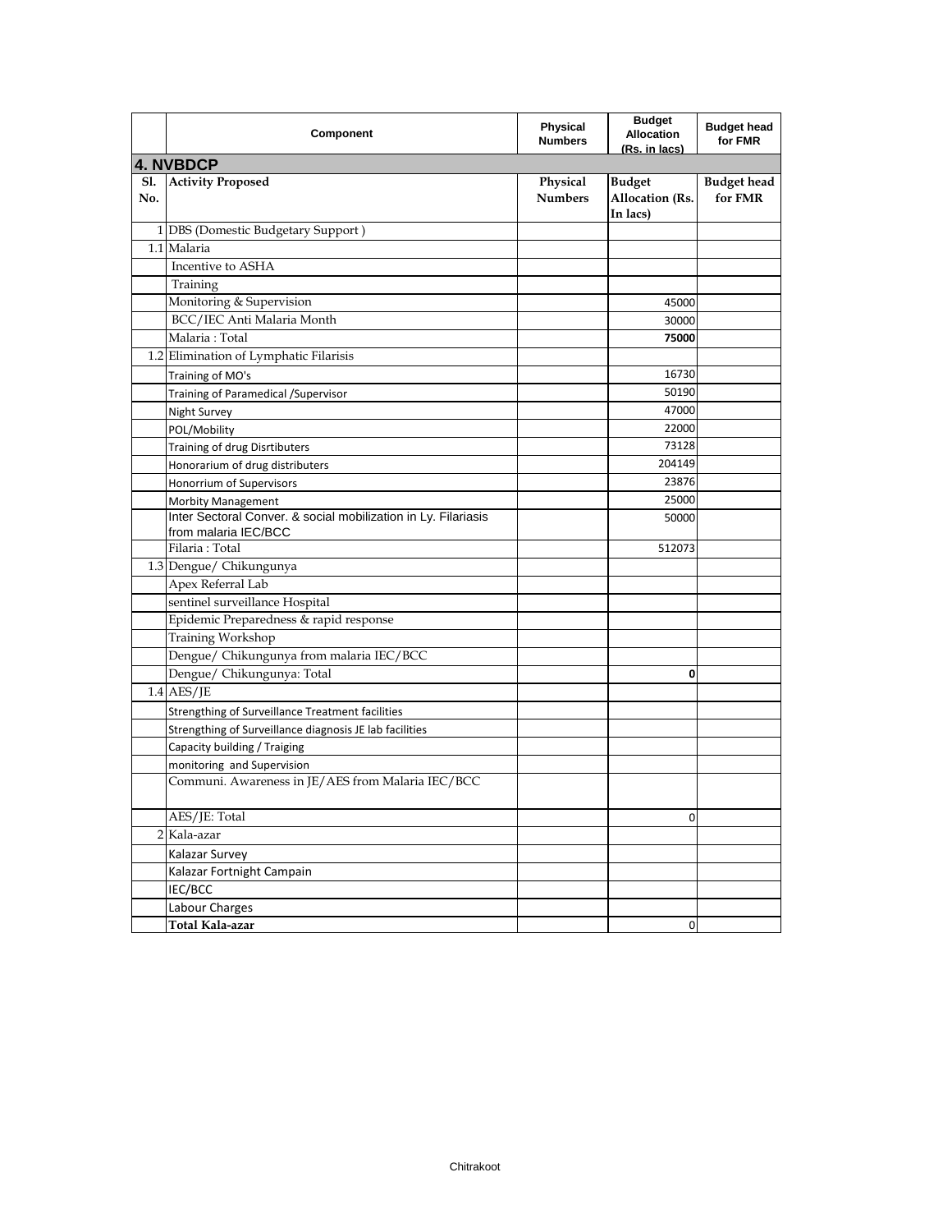|  | Component | Physical Numbers | Budget Allocation (Rs. in lacs) | Budget head for FMR |
|---|---|---|---|---|
| **4. NVBDCP** | | | | |
| **Sl. No.** | **Activity Proposed** | **Physical Numbers** | **Budget Allocation (Rs. In lacs)** | **Budget head for FMR** |
| 1 | DBS (Domestic Budgetary Support ) | | | |
| 1.1 | Malaria | | | |
| | Incentive to ASHA | | | |
| | Training | | | |
| | Monitoring & Supervision | | 45000 | |
| | BCC/IEC Anti Malaria Month | | 30000 | |
| | Malaria : Total | | **75000** | |
| 1.2 | Elimination of Lymphatic Filarisis | | | |
| | Training of MO's | | 16730 | |
| | Training of Paramedical /Supervisor | | 50190 | |
| | Night Survey | | 47000 | |
| | POL/Mobility | | 22000 | |
| | Training of drug Disrtibuters | | 73128 | |
| | Honorarium of drug distributers | | 204149 | |
| | Honorrium of Supervisors | | 23876 | |
| | Morbity Management | | 25000 | |
| | Inter Sectoral Conver. & social mobilization in Ly. Filariasis from malaria IEC/BCC | | 50000 | |
| | Filaria : Total | | 512073 | |
| 1.3 | Dengue/ Chikungunya | | | |
| | Apex Referral Lab | | | |
| | sentinel surveillance Hospital | | | |
| | Epidemic Preparedness & rapid response | | | |
| | Training Workshop | | | |
| | Dengue/ Chikungunya from malaria IEC/BCC | | | |
| | Dengue/ Chikungunya: Total | | **0** | |
| 1.4 | AES/JE | | | |
| | Strengthing of Surveillance Treatment facilities | | | |
| | Strengthing of Surveillance diagnosis JE lab facilities | | | |
| | Capacity building / Traiging | | | |
| | monitoring and Supervision | | | |
| | Communi. Awareness in JE/AES from Malaria IEC/BCC | | | |
| | AES/JE: Total | | 0 | |
| 2 | Kala-azar | | | |
| | Kalazar Survey | | | |
| | Kalazar Fortnight Campain | | | |
| | IEC/BCC | | | |
| | Labour Charges | | | |
| | **Total Kala-azar** | | 0 | |

Chitrakoot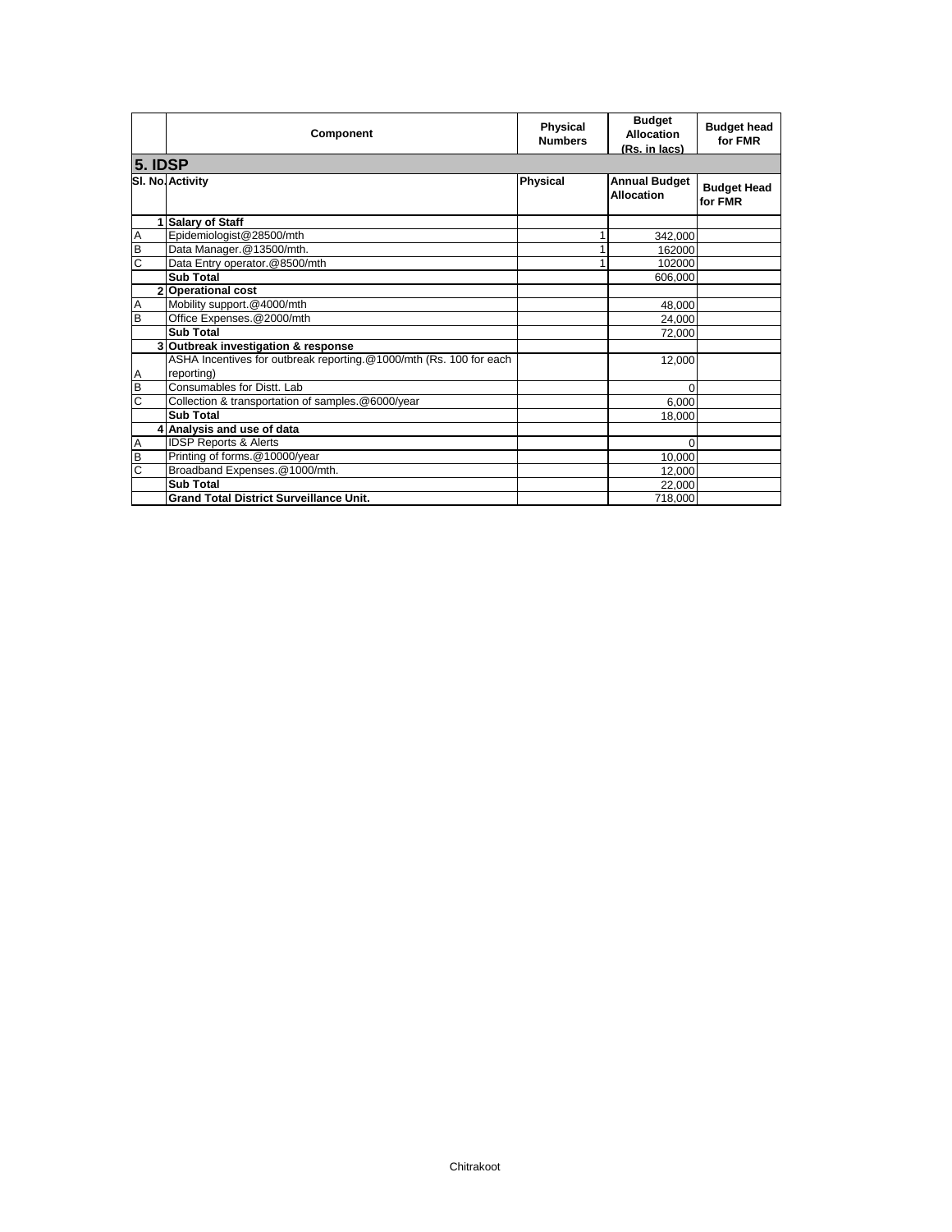| | Component | Physical Numbers | Budget Allocation (Rs. in lacs) | Budget head for FMR |
|---|---|---|---|---|
| **5. IDSP** | | | | |
| **Sl. No.** | **Activity** | **Physical** | **Annual Budget Allocation** | **Budget Head for FMR** |
| 1 | **Salary of Staff** | | | |
| A | Epidemiologist@28500/mth | 1 | 342,000 | |
| B | Data Manager.@13500/mth. | 1 | 162000 | |
| C | Data Entry operator.@8500/mth | 1 | 102000 | |
| | **Sub Total** | | 606,000 | |
| 2 | **Operational cost** | | | |
| A | Mobility support.@4000/mth | | 48,000 | |
| B | Office Expenses.@2000/mth | | 24,000 | |
| | **Sub Total** | | 72,000 | |
| 3 | **Outbreak investigation & response** | | | |
| A | ASHA Incentives for outbreak reporting.@1000/mth (Rs. 100 for each reporting) | | 12,000 | |
| B | Consumables for Distt. Lab | | 0 | |
| C | Collection & transportation of samples.@6000/year | | 6,000 | |
| | **Sub Total** | | 18,000 | |
| 4 | **Analysis and use of data** | | | |
| A | IDSP Reports & Alerts | | 0 | |
| B | Printing of forms.@10000/year | | 10,000 | |
| C | Broadband Expenses.@1000/mth. | | 12,000 | |
| | **Sub Total** | | 22,000 | |
| | **Grand Total District Surveillance Unit.** | | 718,000 | |

Chitrakoot